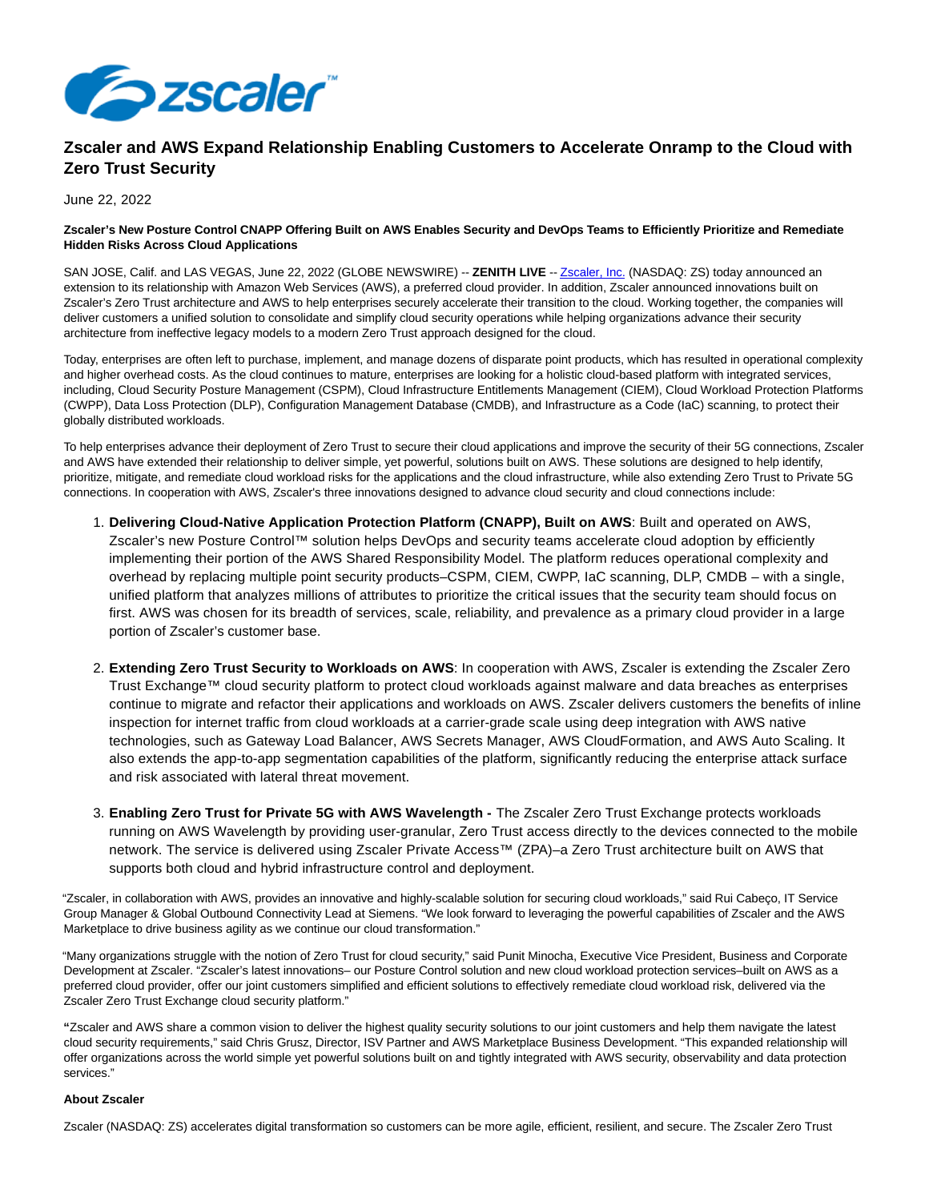# Zscaler and AWS Expand Relationship Enabling Customers to Accelerate Onramp to the Cloud with Zero Trust Security

June 22, 2022

**Zscaler's New Posture Control CNAPP Offering Built on AWS Enables Security and DevOps Teams to Efficiently Prioritize and Remediate Hidden Risks Across Cloud Applications**

SAN JOSE, Calif. and LAS VEGAS, June 22, 2022 (GLOBE NEWSWIRE) -- **ZENITH LIVE** -- Zscaler, Inc. (NASDAQ: ZS) today announced an extension to its relationship with Amazon Web Services (AWS), a preferred cloud provider. In addition, Zscaler announced innovations built on Zscaler's Zero Trust architecture and AWS to help enterprises securely accelerate their transition to the cloud. Working together, the companies will deliver customers a unified solution to consolidate and simplify cloud security operations while helping organizations advance their security architecture from ineffective legacy models to a modern Zero Trust approach designed for the cloud.

Today, enterprises are often left to purchase, implement, and manage dozens of disparate point products, which has resulted in operational complexity and higher overhead costs. As the cloud continues to mature, enterprises are looking for a holistic cloud-based platform with integrated services, including, Cloud Security Posture Management (CSPM), Cloud Infrastructure Entitlements Management (CIEM), Cloud Workload Protection Platforms (CWPP), Data Loss Protection (DLP), Configuration Management Database (CMDB), and Infrastructure as a Code (IaC) scanning, to protect their globally distributed workloads.

To help enterprises advance their deployment of Zero Trust to secure their cloud applications and improve the security of their 5G connections, Zscaler and AWS have extended their relationship to deliver simple, yet powerful, solutions built on AWS. These solutions are designed to help identify, prioritize, mitigate, and remediate cloud workload risks for the applications and the cloud infrastructure, while also extending Zero Trust to Private 5G connections. In cooperation with AWS, Zscaler's three innovations designed to advance cloud security and cloud connections include:

1. **Delivering Cloud-Native Application Protection Platform (CNAPP), Built on AWS**: Built and operated on AWS, Zscaler's new Posture Control™ solution helps DevOps and security teams accelerate cloud adoption by efficiently implementing their portion of the AWS Shared Responsibility Model. The platform reduces operational complexity and overhead by replacing multiple point security products–CSPM, CIEM, CWPP, IaC scanning, DLP, CMDB – with a single, unified platform that analyzes millions of attributes to prioritize the critical issues that the security team should focus on first. AWS was chosen for its breadth of services, scale, reliability, and prevalence as a primary cloud provider in a large portion of Zscaler's customer base.

2. **Extending Zero Trust Security to Workloads on AWS**: In cooperation with AWS, Zscaler is extending the Zscaler Zero Trust Exchange™ cloud security platform to protect cloud workloads against malware and data breaches as enterprises continue to migrate and refactor their applications and workloads on AWS. Zscaler delivers customers the benefits of inline inspection for internet traffic from cloud workloads at a carrier-grade scale using deep integration with AWS native technologies, such as Gateway Load Balancer, AWS Secrets Manager, AWS CloudFormation, and AWS Auto Scaling. It also extends the app-to-app segmentation capabilities of the platform, significantly reducing the enterprise attack surface and risk associated with lateral threat movement.

3. **Enabling Zero Trust for Private 5G with AWS Wavelength -** The Zscaler Zero Trust Exchange protects workloads running on AWS Wavelength by providing user-granular, Zero Trust access directly to the devices connected to the mobile network. The service is delivered using Zscaler Private Access™ (ZPA)–a Zero Trust architecture built on AWS that supports both cloud and hybrid infrastructure control and deployment.

"Zscaler, in collaboration with AWS, provides an innovative and highly-scalable solution for securing cloud workloads," said Rui Cabeço, IT Service Group Manager & Global Outbound Connectivity Lead at Siemens. "We look forward to leveraging the powerful capabilities of Zscaler and the AWS Marketplace to drive business agility as we continue our cloud transformation."

"Many organizations struggle with the notion of Zero Trust for cloud security," said Punit Minocha, Executive Vice President, Business and Corporate Development at Zscaler. "Zscaler's latest innovations– our Posture Control solution and new cloud workload protection services–built on AWS as a preferred cloud provider, offer our joint customers simplified and efficient solutions to effectively remediate cloud workload risk, delivered via the Zscaler Zero Trust Exchange cloud security platform."

**"**Zscaler and AWS share a common vision to deliver the highest quality security solutions to our joint customers and help them navigate the latest cloud security requirements," said Chris Grusz, Director, ISV Partner and AWS Marketplace Business Development. "This expanded relationship will offer organizations across the world simple yet powerful solutions built on and tightly integrated with AWS security, observability and data protection services."

**About Zscaler**

Zscaler (NASDAQ: ZS) accelerates digital transformation so customers can be more agile, efficient, resilient, and secure. The Zscaler Zero Trust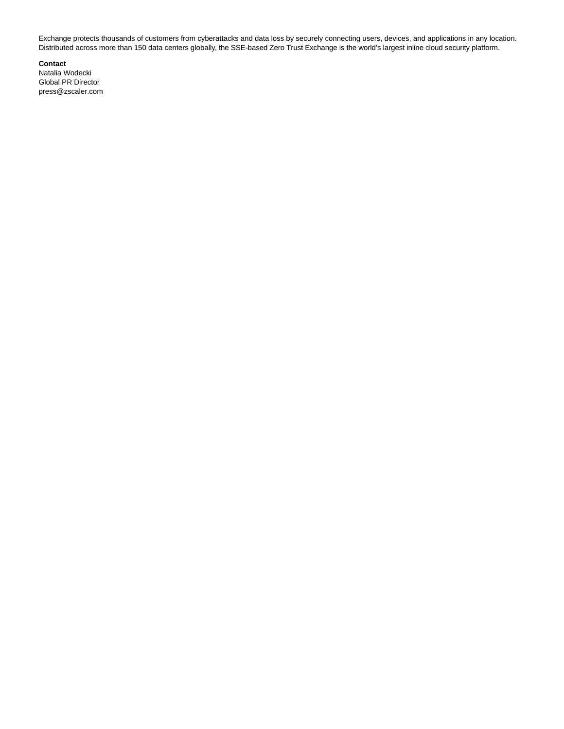Exchange protects thousands of customers from cyberattacks and data loss by securely connecting users, devices, and applications in any location. Distributed across more than 150 data centers globally, the SSE-based Zero Trust Exchange is the world's largest inline cloud security platform.

**Contact**
Natalia Wodecki
Global PR Director
press@zscaler.com